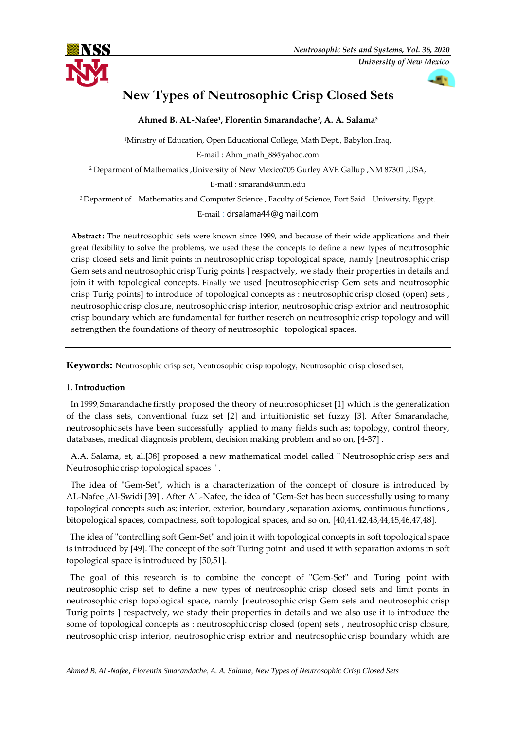# New Types of Neutrosophic Crisp Closed Sets

**Ahmed B. AL-Nafee[1], Florentin Smarandache[2], A. A. Salama[3]**

[1]Ministry of Education, Open Educational College, Math Dept., Babylon ,Iraq,

E-mail : Ahm_math_88@yahoo.com

[2] Deparment of Mathematics ,University of New Mexico705 Gurley AVE Gallup ,NM 87301 ,USA,

E-mail : smarand@unm.edu

[3] Deparment of Mathematics and Computer Science , Faculty of Science, Port Said University, Egypt.

E-mail : drsalama44@gmail.com

**Abstract:** The neutrosophic sets were known since 1999, and because of their wide applications and their great flexibility to solve the problems, we used these the concepts to define a new types of neutrosophic crisp closed sets and limit points in neutrosophic crisp topological space, namly [neutrosophic crisp Gem sets and neutrosophic crisp Turig points ] respactvely, we stady their properties in details and join it with topological concepts. Finally we used [neutrosophic crisp Gem sets and neutrosophic crisp Turig points] to introduce of topological concepts as : neutrosophic crisp closed (open) sets , neutrosophic crisp closure, neutrosophic crisp interior, neutrosophic crisp extrior and neutrosophic crisp boundary which are fundamental for further reserch on neutrosophic crisp topology and will setrengthen the foundations of theory of neutrosophic topological spaces.

---

**Keywords:** Neutrosophic crisp set, Neutrosophic crisp topology, Neutrosophic crisp closed set,

## 1. Introduction

In 1999, Smarandache firstly proposed the theory of neutrosophic set [1] which is the generalization of the class sets, conventional fuzz set [2] and intuitionistic set fuzzy [3]. After Smarandache, neutrosophic sets have been successfully applied to many fields such as; topology, control theory, databases, medical diagnosis problem, decision making problem and so on, [4-37] .

A.A. Salama, et, al.[38] proposed a new mathematical model called " Neutrosophic crisp sets and Neutrosophic crisp topological spaces " .

The idea of "Gem-Set", which is a characterization of the concept of closure is introduced by AL-Nafee ,Al-Swidi [39] . After AL-Nafee, the idea of "Gem-Set has been successfully using to many topological concepts such as; interior, exterior, boundary ,separation axioms, continuous functions , bitopological spaces, compactness, soft topological spaces, and so on, [40,41,42,43,44,45,46,47,48].

The idea of "controlling soft Gem-Set" and join it with topological concepts in soft topological space is introduced by [49]. The concept of the soft Turing point and used it with separation axioms in soft topological space is introduced by [50,51].

The goal of this research is to combine the concept of "Gem-Set" and Turing point with neutrosophic crisp set to define a new types of neutrosophic crisp closed sets and limit points in neutrosophic crisp topological space, namly [neutrosophic crisp Gem sets and neutrosophic crisp Turig points ] respactvely, we stady their properties in details and we also use it to introduce the some of topological concepts as : neutrosophic crisp closed (open) sets , neutrosophic crisp closure, neutrosophic crisp interior, neutrosophic crisp extrior and neutrosophic crisp boundary which are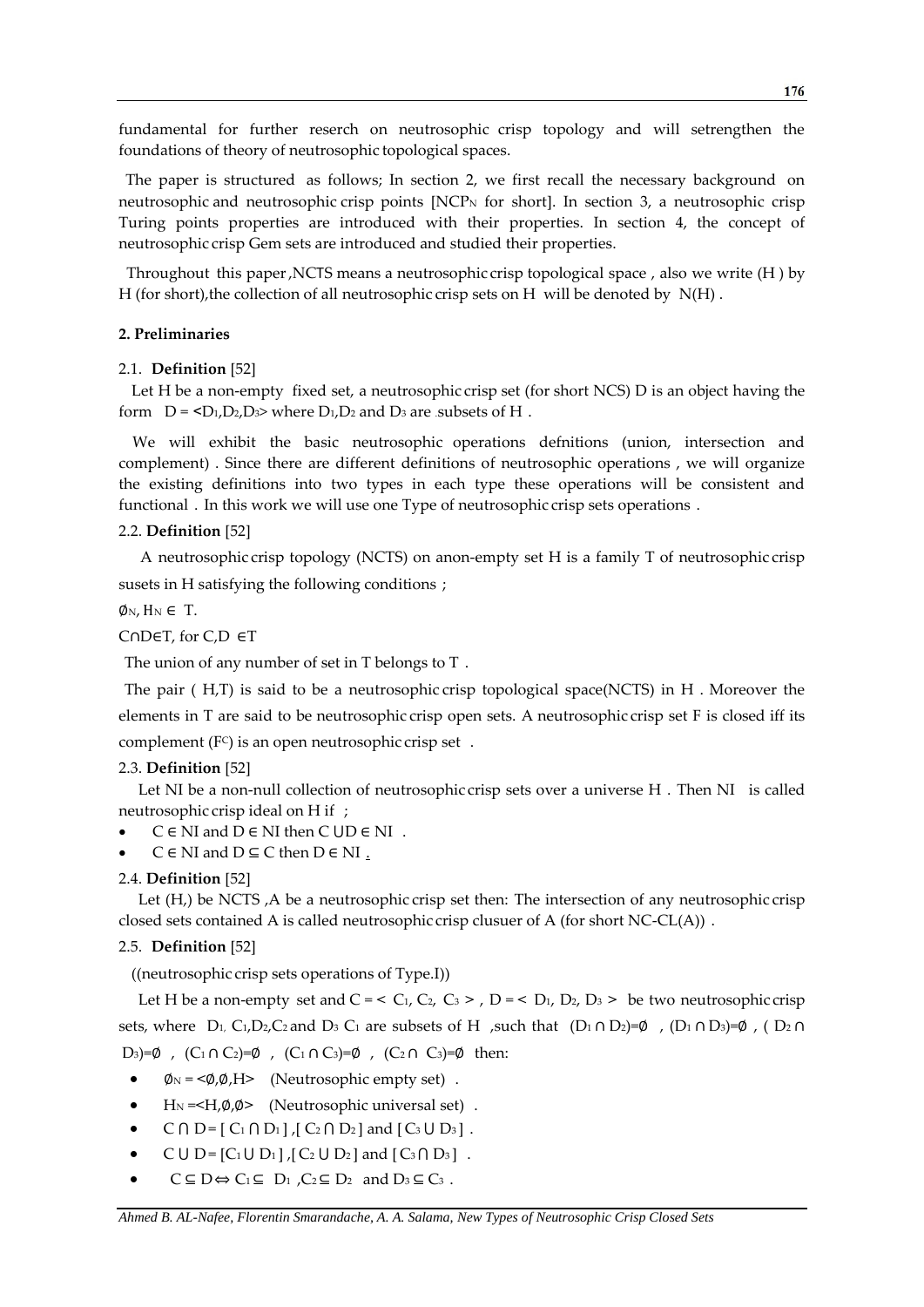fundamental for further reserch on neutrosophic crisp topology and will setrengthen the foundations of theory of neutrosophic topological spaces.

The paper is structured as follows; In section 2, we first recall the necessary background on neutrosophic and neutrosophic crisp points [$NCP_N$ for short]. In section 3, a neutrosophic crisp Turing points properties are introduced with their properties. In section 4, the concept of neutrosophic crisp Gem sets are introduced and studied their properties.

Throughout this paper ,NCTS means a neutrosophic crisp topological space , also we write (H ) by H (for short),the collection of all neutrosophic crisp sets on H will be denoted by N(H) .

**2. Preliminaries**

2.1. **Definition** [52]

Let H be a non-empty fixed set, a neutrosophic crisp set (for short NCS) D is an object having the form $D = <D_1,D_2,D_3>$ where $D_1,D_2$ and $D_3$ are subsets of H .

We will exhibit the basic neutrosophic operations defnitions (union, intersection and complement) . Since there are different definitions of neutrosophic operations , we will organize the existing definitions into two types in each type these operations will be consistent and functional . In this work we will use one Type of neutrosophic crisp sets operations .

2.2. **Definition** [52]

A neutrosophic crisp topology (NCTS) on anon-empty set H is a family T of neutrosophic crisp susets in H satisfying the following conditions ;

$\emptyset_N, H_N \in T$.

$C \cap D \in T$, for $C,D \in T$

The union of any number of set in T belongs to T .

The pair ( H,T) is said to be a neutrosophic crisp topological space(NCTS) in H . Moreover the elements in T are said to be neutrosophic crisp open sets. A neutrosophic crisp set F is closed iff its complement ($F^C$) is an open neutrosophic crisp set .

2.3. **Definition** [52]

Let NI be a non-null collection of neutrosophic crisp sets over a universe H . Then NI is called neutrosophic crisp ideal on H if ;

- $C \in NI$ and $D \in NI$ then $C \cup D \in NI$ .
- $C \in NI$ and $D \subseteq C$ then $D \in NI$ .

2.4. **Definition** [52]

Let (H,) be NCTS ,A be a neutrosophic crisp set then: The intersection of any neutrosophic crisp closed sets contained A is called neutrosophic crisp clusuer of A (for short NC-CL(A)) .

2.5. **Definition** [52]

((neutrosophic crisp sets operations of Type.I))

Let H be a non-empty set and $C = < C_1, C_2, C_3 >$ , $D = < D_1, D_2, D_3 >$ be two neutrosophic crisp sets, where $D_1, C_1, D_2, C_2$ and $D_3$ $C_1$ are subsets of H ,such that $(D_1 \cap D_2)=\emptyset$ , $(D_1 \cap D_3)=\emptyset$ , $(D_2 \cap D_3)=\emptyset$ , $(C_1 \cap C_2)=\emptyset$ , $(C_1 \cap C_3)=\emptyset$ , $(C_2 \cap C_3)=\emptyset$ then:

- $\emptyset_N = <\emptyset,\emptyset,H>$ (Neutrosophic empty set) .
- $H_N = <H,\emptyset,\emptyset>$ (Neutrosophic universal set) .
- $C \cap D = [\, C_1 \cap D_1 \,]$ ,$[\, C_2 \cap D_2 \,]$ and $[\, C_3 \cup D_3 \,]$ .
- $C \cup D = [C_1 \cup D_1 \,]$ ,$[\, C_2 \cup D_2 \,]$ and $[\, C_3 \cap D_3 \,]$ .
- $C \subseteq D \Leftrightarrow C_1 \subseteq D_1$ ,$C_2 \subseteq D_2$ and $D_3 \subseteq C_3$ .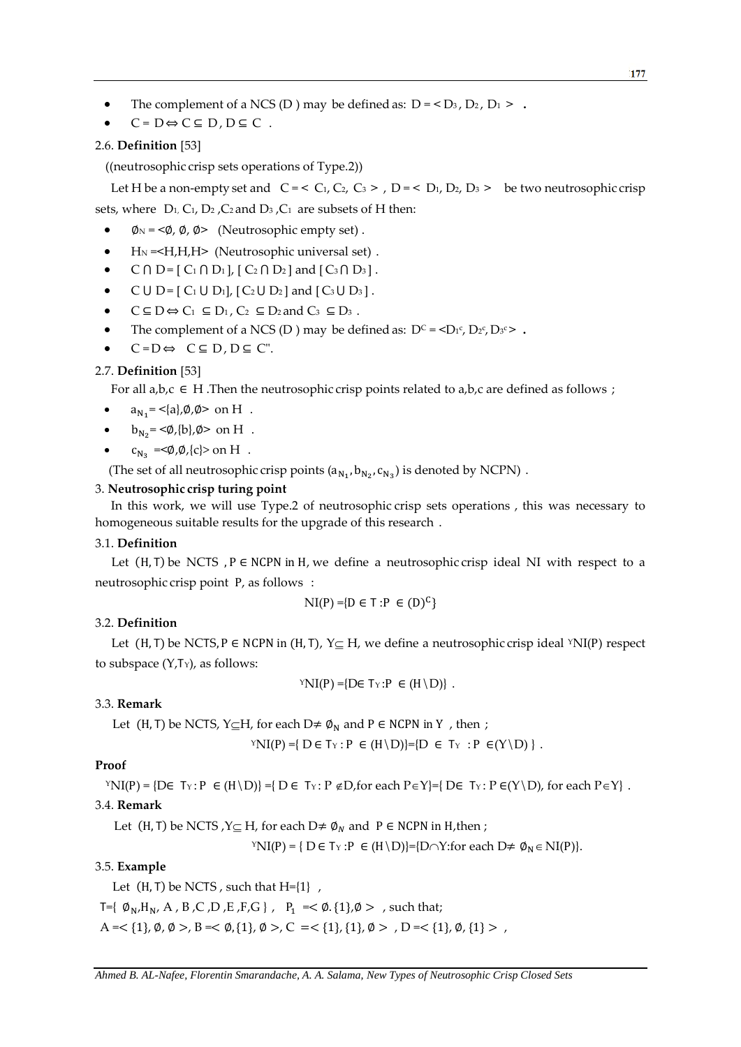- The complement of a NCS (D ) may be defined as: D = < $D_3$ , $D_2$ , $D_1$ > .
- C = D ⇔ C ⊆ D , D ⊆ C .

2.6. **Definition** [53]

((neutrosophic crisp sets operations of Type.2))

Let H be a non-empty set and C = < $C_1$, $C_2$, $C_3$ > , D = < $D_1$, $D_2$, $D_3$ > be two neutrosophic crisp sets, where $D_1$, $C_1$, $D_2$ , $C_2$ and $D_3$ , $C_1$ are subsets of H then:

- $\emptyset_N$ = <∅, ∅, ∅> (Neutrosophic empty set) .
- $H_N$ =<H,H,H> (Neutrosophic universal set) .
- C ∩ D = [ $C_1$ ∩ $D_1$ ], [ $C_2$ ∩ $D_2$ ] and [ $C_3$ ∩ $D_3$ ] .
- C ∪ D = [ $C_1$ ∪ $D_1$], [ $C_2$ ∪ $D_2$ ] and [ $C_3$ ∪ $D_3$ ] .
- C ⊆ D ⇔ $C_1$ ⊆ $D_1$ , $C_2$ ⊆ $D_2$ and $C_3$ ⊆ $D_3$ .
- The complement of a NCS (D ) may be defined as: $D^C$ = <$D_1^c$, $D_2^c$, $D_3^c$> .
- C = D ⇔ C ⊆ D , D ⊆ C".

2.7. **Definition** [53]

For all a,b,c ∈ H .Then the neutrosophic crisp points related to a,b,c are defined as follows ;

- $a_{N_1}$ = <{a},∅,∅> on H .
- $b_{N_2}$ = <∅,{b},∅> on H .
- $c_{N_3}$ =<∅,∅,{c}> on H .

(The set of all neutrosophic crisp points ($a_{N_1}, b_{N_2}, c_{N_3}$) is denoted by NCPN) .

3. **Neutrosophic crisp turing point**

In this work, we will use Type.2 of neutrosophic crisp sets operations , this was necessary to homogeneous suitable results for the upgrade of this research .

3.1. **Definition**

Let (H, T) be NCTS , P ∈ NCPN in H, we define a neutrosophic crisp ideal NI with respect to a neutrosophic crisp point P, as follows :

$$\text{NI(P)} = \{D \in T : P \in (D)^C\}$$

3.2. **Definition**

Let (H, T) be NCTS, P ∈ NCPN in (H, T), Y⊆ H, we define a neutrosophic crisp ideal $^Y$NI(P) respect to subspace (Y,$T_Y$), as follows:

$$^Y\text{NI(P)} = \{D \in T_Y : P \in (H \setminus D)\} .$$

3.3. **Remark**

Let (H, T) be NCTS, Y⊆H, for each D≠ $\emptyset_N$ and P ∈ NCPN in Y , then ;

$$^Y\text{NI(P)} = \{ D \in T_Y : P \in (H \setminus D)\} = \{D \in T_Y : P \in (Y \setminus D) \} .$$

**Proof**

$^Y$NI(P) = {D∈ $T_Y$ : P ∈ (H∖D)} ={ D ∈ $T_Y$ : P ∉D,for each P∈Y}={ D∈ $T_Y$ : P ∈(Y∖D), for each P∈Y} .

3.4. **Remark**

Let (H, T) be NCTS ,Y⊆ H, for each D≠ $\emptyset_N$ and P ∈ NCPN in H,then ;

$$^Y\text{NI(P)} = \{ D \in T_Y : P \in (H \setminus D)\} = \{D \cap Y : \text{for each } D \neq \emptyset_N \in \text{NI(P)}\}.$$

3.5. **Example**

Let (H, T) be NCTS , such that H={1} ,

T={ $\emptyset_N$,$H_N$, A , B ,C ,D ,E ,F,G } , $P_1$ =< ∅. {1},∅ > , such that;

A =< {1}, ∅, ∅ >, B =< ∅,{1}, ∅ >, C =< {1}, {1}, ∅ > , D =< {1}, ∅, {1} > ,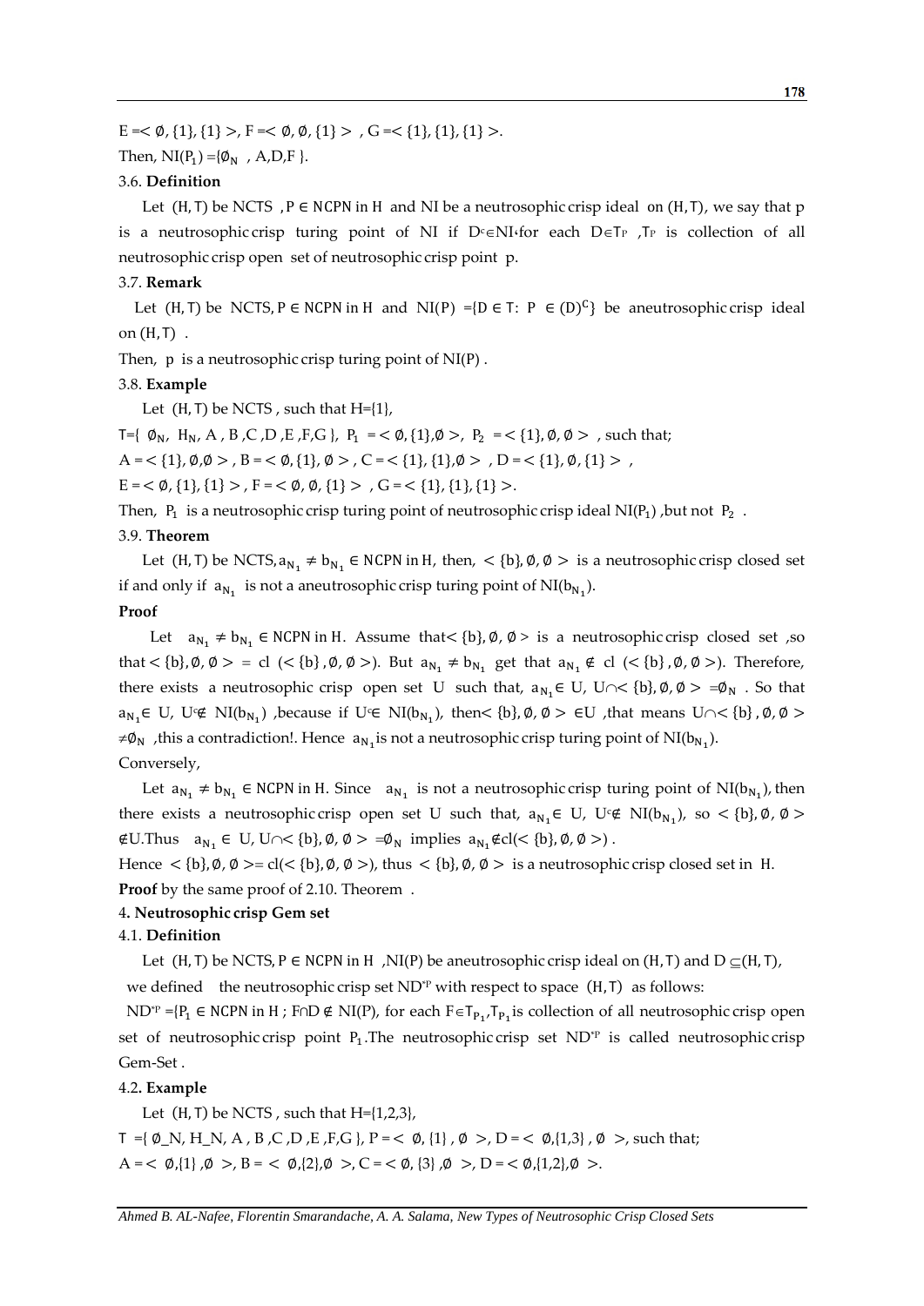$E =< \emptyset, \{1\}, \{1\} >$, $F =< \emptyset, \emptyset, \{1\} >$ , $G =< \{1\}, \{1\}, \{1\} >$.

Then, $NI(P_1) = \{\emptyset_N$ , A,D,F }.

3.6. **Definition**

Let $(H, T)$ be NCTS , $P \in NCPN$ in H and NI be a neutrosophic crisp ideal on $(H, T)$, we say that p is a neutrosophic crisp turing point of NI if $D^c \in NI$ for each $D \in T_P$ ,$T_P$ is collection of all neutrosophic crisp open set of neutrosophic crisp point p.

3.7. **Remark**

Let $(H, T)$ be NCTS, $P \in NCPN$ in H and $NI(P) = \{D \in T: P \in (D)^C\}$ be aneutrosophic crisp ideal on $(H, T)$ .

Then, p is a neutrosophic crisp turing point of NI(P) .

3.8. **Example**

Let $(H, T)$ be NCTS , such that H={1},

T={ $\emptyset_N$, $H_N$, A , B ,C ,D ,E ,F,G }, $P_1 =< \emptyset, \{1\}, \emptyset >$, $P_2 =< \{1\}, \emptyset, \emptyset >$ , such that;

$A =< \{1\}, \emptyset, \emptyset >$ , $B =< \emptyset, \{1\}, \emptyset >$ , $C =< \{1\}, \{1\}, \emptyset >$ , $D =< \{1\}, \emptyset, \{1\} >$ ,

$E =< \emptyset, \{1\}, \{1\} >$ , $F =< \emptyset, \emptyset, \{1\} >$ , $G =< \{1\}, \{1\}, \{1\} >$.

Then, $P_1$ is a neutrosophic crisp turing point of neutrosophic crisp ideal $NI(P_1)$ ,but not $P_2$ .

3.9. **Theorem**

Let $(H, T)$ be NCTS,$a_{N_1} \neq b_{N_1} \in NCPN$ in H, then, $< \{b\}, \emptyset, \emptyset >$ is a neutrosophic crisp closed set if and only if $a_{N_1}$ is not a aneutrosophic crisp turing point of $NI(b_{N_1})$.

**Proof**

Let $a_{N_1} \neq b_{N_1} \in NCPN$ in H. Assume that $< \{b\}, \emptyset, \emptyset >$ is a neutrosophic crisp closed set ,so that $< \{b\}, \emptyset, \emptyset > = cl(< \{b\}, \emptyset, \emptyset >)$. But $a_{N_1} \neq b_{N_1}$ get that $a_{N_1} \notin cl(< \{b\}, \emptyset, \emptyset >)$. Therefore, there exists a neutrosophic crisp open set U such that, $a_{N_1} \in U$, $U \cap < \{b\}, \emptyset, \emptyset > = \emptyset_N$ . So that $a_{N_1} \in U$, $U^c \notin NI(b_{N_1})$ ,because if $U^c \in NI(b_{N_1})$, then $< \{b\}, \emptyset, \emptyset > \in U$ ,that means $U \cap < \{b\}, \emptyset, \emptyset > \neq \emptyset_N$ ,this a contradiction!. Hence $a_{N_1}$ is not a neutrosophic crisp turing point of $NI(b_{N_1})$.

Conversely,

Let $a_{N_1} \neq b_{N_1} \in NCPN$ in H. Since $a_{N_1}$ is not a neutrosophic crisp turing point of $NI(b_{N_1})$, then there exists a neutrosophic crisp open set U such that, $a_{N_1} \in U$, $U^c \notin NI(b_{N_1})$, so $< \{b\}, \emptyset, \emptyset > \notin U$.Thus $a_{N_1} \in U$, $U \cap < \{b\}, \emptyset, \emptyset > = \emptyset_N$ implies $a_{N_1} \notin cl(< \{b\}, \emptyset, \emptyset >)$ .

Hence $< \{b\}, \emptyset, \emptyset > = cl(< \{b\}, \emptyset, \emptyset >)$, thus $< \{b\}, \emptyset, \emptyset >$ is a neutrosophic crisp closed set in H.

**Proof** by the same proof of 2.10. Theorem .

4**. Neutrosophic crisp Gem set**

4.1. **Definition**

Let $(H, T)$ be NCTS, $P \in NCPN$ in H ,NI(P) be aneutrosophic crisp ideal on $(H, T)$ and $D \subseteq (H, T)$, we defined the neutrosophic crisp set $ND^{*P}$ with respect to space $(H, T)$ as follows:

$ND^{*P} = \{P_1 \in NCPN$ in H ; $F \cap D \notin NI(P)$, for each $F \in T_{P_1}$,$T_{P_1}$is collection of all neutrosophic crisp open set of neutrosophic crisp point $P_1$.The neutrosophic crisp set $ND^{*P}$ is called neutrosophic crisp Gem-Set .

4.2**. Example**

Let $(H, T)$ be NCTS , such that H={1,2,3},

T ={ $\emptyset$_N, H_N, A , B ,C ,D ,E ,F,G }, $P =< \emptyset, \{1\} , \emptyset >$, $D =< \emptyset, \{1,3\} , \emptyset >$, such that;

$A =< \emptyset, \{1\} , \emptyset >$, $B =< \emptyset, \{2\}, \emptyset >$, $C =< \emptyset, \{3\} , \emptyset >$, $D =< \emptyset, \{1,2\}, \emptyset >$.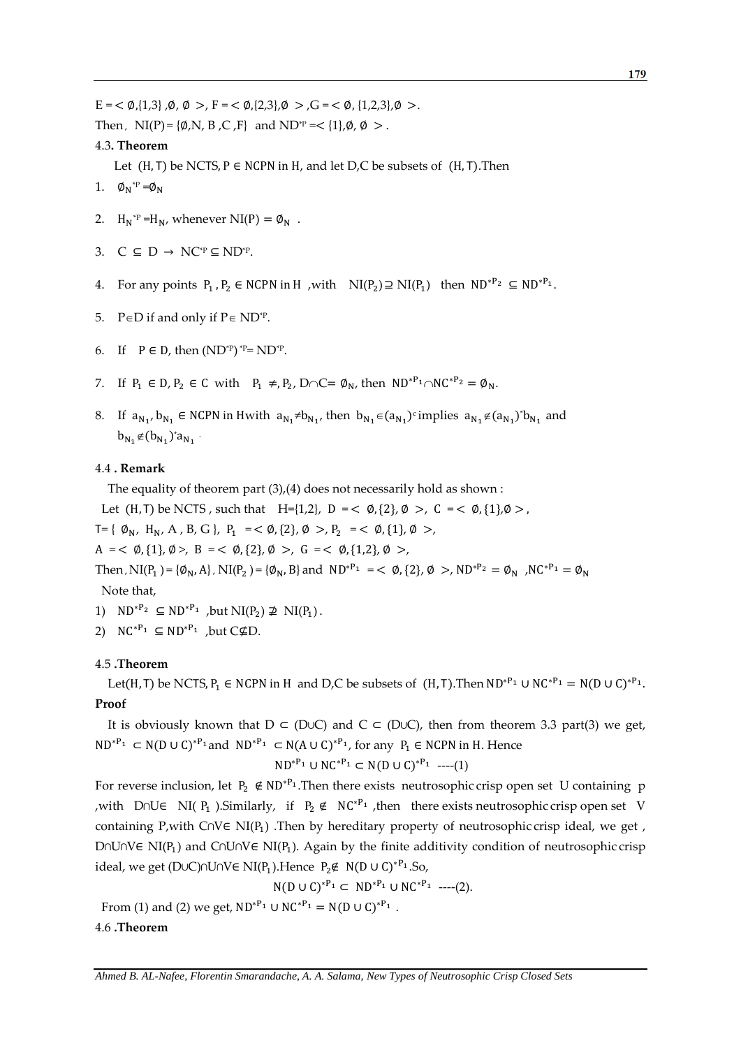$E = <\emptyset,\{1,3\},\emptyset,\emptyset>$, $F = <\emptyset,\{2,3\},\emptyset>$, $G = <\emptyset,\{1,2,3\},\emptyset>$.

Then, $NI(P) = \{\emptyset, N, B, C, F\}$ and $ND^{*P} = <\{1\},\emptyset,\emptyset>$.

4.3. **Theorem**

Let $(H,T)$ be NCTS, $P \in NCPN$ in $H$, and let D,C be subsets of $(H,T)$. Then

1. $\emptyset_N{}^{*P} = \emptyset_N$
2. $H_N{}^{*P} = H_N$, whenever $NI(P) = \emptyset_N$.
3. $C \subseteq D \rightarrow NC^{*P} \subseteq ND^{*P}$.
4. For any points $P_1, P_2 \in NCPN$ in $H$, with $NI(P_2) \supseteq NI(P_1)$ then $ND^{*P_2} \subseteq ND^{*P_1}$.
5. $P \in D$ if and only if $P \in ND^{*P}$.
6. If $P \in D$, then $(ND^{*P})^{*P} = ND^{*P}$.
7. If $P_1 \in D, P_2 \in C$ with $P_1 \neq, P_2$, $D \cap C = \emptyset_N$, then $ND^{*P_1} \cap NC^{*P_2} = \emptyset_N$.
8. If $a_{N_1}, b_{N_1} \in NCPN$ in H with $a_{N_1} \neq b_{N_1}$, then $b_{N_1} \in (a_{N_1})^c$ implies $a_{N_1} \notin (a_{N_1})^* b_{N_1}$ and $b_{N_1} \notin (b_{N_1})^* a_{N_1}$.

4.4 **. Remark**

The equality of theorem part (3),(4) does not necessarily hold as shown :

Let $(H,T)$ be NCTS , such that $H=\{1,2\}$, $D = <\emptyset,\{2\},\emptyset>$, $C = <\emptyset,\{1\},\emptyset>$,

$T = \{\emptyset_N, H_N, A, B, G\}$, $P_1 = <\emptyset,\{2\},\emptyset>$, $P_2 = <\emptyset,\{1\},\emptyset>$,

$A = <\emptyset,\{1\},\emptyset>$, $B = <\emptyset,\{2\},\emptyset>$, $G = <\emptyset,\{1,2\},\emptyset>$,

Then, $NI(P_1) = \{\emptyset_N, A\}$, $NI(P_2) = \{\emptyset_N, B\}$ and $ND^{*P_1} = <\emptyset,\{2\},\emptyset>$, $ND^{*P_2} = \emptyset_N$, $NC^{*P_1} = \emptyset_N$

Note that,

1) $ND^{*P_2} \subseteq ND^{*P_1}$ ,but $NI(P_2) \not\supseteq NI(P_1)$.
2) $NC^{*P_1} \subseteq ND^{*P_1}$ ,but $C \not\subseteq D$.

4.5 **.Theorem**

Let $(H,T)$ be NCTS, $P_1 \in NCPN$ in $H$ and D,C be subsets of $(H,T)$. Then $ND^{*P_1} \cup NC^{*P_1} = N(D \cup C)^{*P_1}$.

**Proof**

It is obviously known that $D \subset (D \cup C)$ and $C \subset (D \cup C)$, then from theorem 3.3 part(3) we get, $ND^{*P_1} \subset N(D \cup C)^{*P_1}$ and $ND^{*P_1} \subset N(A \cup C)^{*P_1}$, for any $P_1 \in NCPN$ in H. Hence

$$ND^{*P_1} \cup NC^{*P_1} \subset N(D \cup C)^{*P_1} \quad \text{----(1)}$$

For reverse inclusion, let $P_2 \notin ND^{*P_1}$. Then there exists neutrosophic crisp open set U containing p ,with $D \cap U \in NI(P_1)$. Similarly, if $P_2 \notin NC^{*P_1}$ ,then there exists neutrosophic crisp open set V containing P,with $C \cap V \in NI(P_1)$. Then by hereditary property of neutrosophic crisp ideal, we get , $D \cap U \cap V \in NI(P_1)$ and $C \cap U \cap V \in NI(P_1)$. Again by the finite additivity condition of neutrosophic crisp ideal, we get $(D \cup C) \cap U \cap V \in NI(P_1)$. Hence $P_2 \notin N(D \cup C)^{*P_1}$. So,

$$N(D \cup C)^{*P_1} \subset ND^{*P_1} \cup NC^{*P_1} \quad \text{----(2).}$$

From (1) and (2) we get, $ND^{*P_1} \cup NC^{*P_1} = N(D \cup C)^{*P_1}$.

4.6 **.Theorem**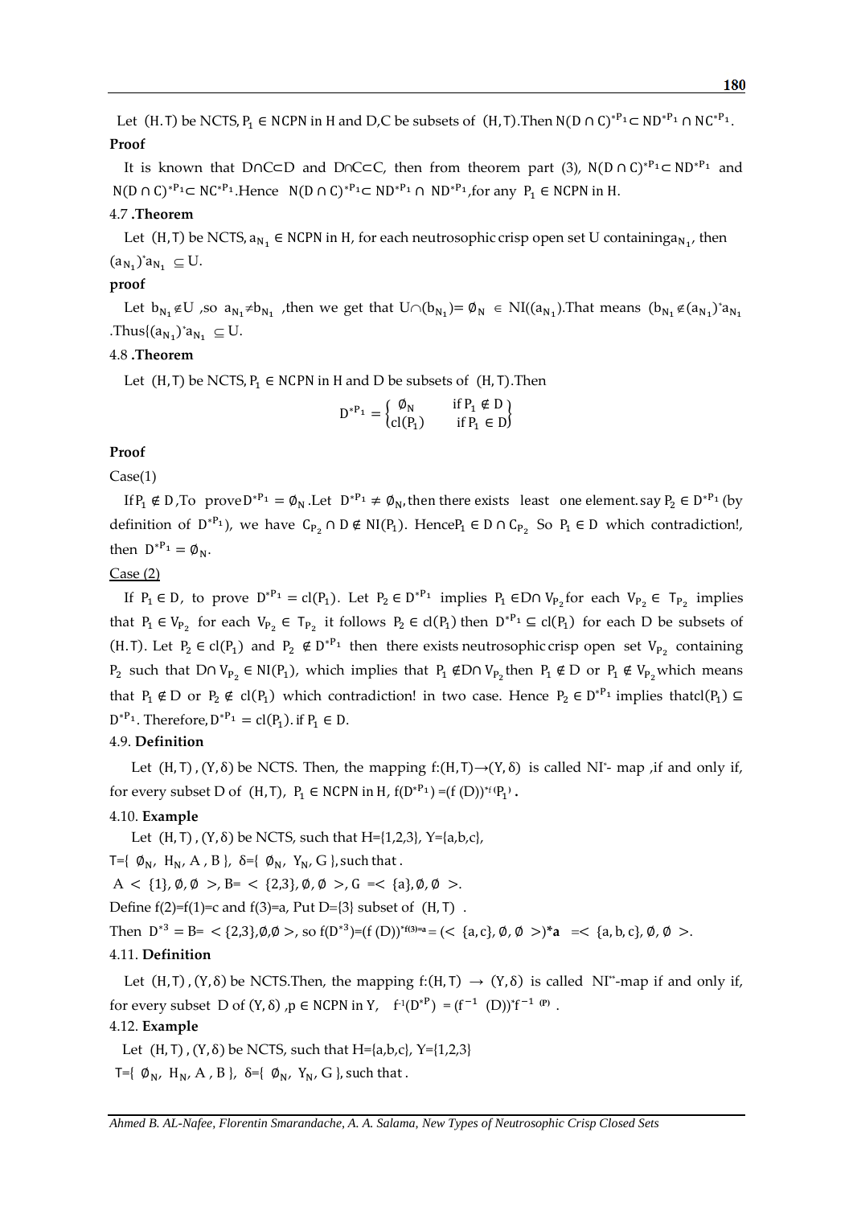Let $(H.T)$ be NCTS, $P_1 \in$ NCPN in H and D,C be subsets of $(H,T)$.Then $N(D \cap C)^{*P_1} \subset ND^{*P_1} \cap NC^{*P_1}$.

**Proof**

It is known that D∩C⊂D and D∩C⊂C, then from theorem part (3), $N(D \cap C)^{*P_1} \subset ND^{*P_1}$ and $N(D \cap C)^{*P_1} \subset NC^{*P_1}$.Hence $N(D \cap C)^{*P_1} \subset ND^{*P_1} \cap ND^{*P_1}$,for any $P_1 \in$ NCPN in H.

4.7 **.Theorem**

Let $(H,T)$ be NCTS, $a_{N_1} \in$ NCPN in H, for each neutrosophic crisp open set U containing $a_{N_1}$, then $(a_{N_1})^{*}a_{N_1} \subseteq U$.

**proof**

Let $b_{N_1} \notin U$ ,so $a_{N_1} \neq b_{N_1}$ ,then we get that $U \cap (b_{N_1}) = \emptyset_N \in NI((a_{N_1}))$.That means $(b_{N_1} \notin (a_{N_1})^{*}a_{N_1}$ .Thus$\{(a_{N_1})^{*}a_{N_1} \subseteq U$.

4.8 **.Theorem**

Let $(H,T)$ be NCTS, $P_1 \in$ NCPN in H and D be subsets of $(H,T)$.Then

$$D^{*P_1} = \begin{cases} \emptyset_N & \text{if } P_1 \notin D \\ cl(P_1) & \text{if } P_1 \in D \end{cases}$$

**Proof**

Case(1)

If $P_1 \notin D$ ,To prove $D^{*P_1} = \emptyset_N$ .Let $D^{*P_1} \neq \emptyset_N$, then there exists least one element. say $P_2 \in D^{*P_1}$ (by definition of $D^{*P_1}$), we have $C_{P_2} \cap D \notin NI(P_1)$. Hence $P_1 \in D \cap C_{P_2}$ So $P_1 \in D$ which contradiction!, then $D^{*P_1} = \emptyset_N$.

Case (2)

If $P_1 \in D$, to prove $D^{*P_1} = cl(P_1)$. Let $P_2 \in D^{*P_1}$ implies $P_1 \in D \cap V_{P_2}$ for each $V_{P_2} \in T_{P_2}$ implies that $P_1 \in V_{P_2}$ for each $V_{P_2} \in T_{P_2}$ it follows $P_2 \in cl(P_1)$ then $D^{*P_1} \subseteq cl(P_1)$ for each D be subsets of $(H.T)$. Let $P_2 \in cl(P_1)$ and $P_2 \notin D^{*P_1}$ then there exists neutrosophic crisp open set $V_{P_2}$ containing $P_2$ such that $D \cap V_{P_2} \in NI(P_1)$, which implies that $P_1 \notin D \cap V_{P_2}$ then $P_1 \notin D$ or $P_1 \notin V_{P_2}$ which means that $P_1 \notin D$ or $P_2 \notin cl(P_1)$ which contradiction! in two case. Hence $P_2 \in D^{*P_1}$ implies that $cl(P_1) \subseteq D^{*P_1}$. Therefore, $D^{*P_1} = cl(P_1)$. if $P_1 \in D$.

4.9. **Definition**

Let $(H,T)$ , $(Y,\delta)$ be NCTS. Then, the mapping $f:(H,T) \rightarrow (Y,\delta)$ is called NI*- map ,if and only if, for every subset D of $(H,T)$, $P_1 \in$ NCPN in H, $f(D^{*P_1}) = (f(D))^{*f(P_1)}$ **.**

4.10. **Example**

Let $(H,T)$ , $(Y,\delta)$ be NCTS, such that H={1,2,3}, Y={a,b,c},

T={ $\emptyset_N$, $H_N$, A , B }, δ={ $\emptyset_N$, $Y_N$, G }, such that .

A $< \{1\}, \emptyset, \emptyset >$, B= $< \{2,3\}, \emptyset, \emptyset >$, G $=< \{a\}, \emptyset, \emptyset >$.

Define f(2)=f(1)=c and f(3)=a, Put D={3} subset of $(H,T)$ .

Then $D^{*3}$ = B= $< \{2,3\}, \emptyset, \emptyset >$, so $f(D^{*3}) = (f(D))^{*f(3)=a} = (< \{a,c\}, \emptyset, \emptyset >)^{*}\mathbf{a}$ $=< \{a,b,c\}, \emptyset, \emptyset >$.

4.11. **Definition**

Let $(H,T)$ , $(Y,\delta)$ be NCTS.Then, the mapping $f:(H,T) \rightarrow (Y,\delta)$ is called NI**-map if and only if, for every subset D of $(Y,\delta)$ ,p ∈ NCPN in Y, $f^{-1}(D^{*P}) = (f^{-1}(D))^{*}f^{-1}(P)$ .

4.12. **Example**

Let $(H,T)$ , $(Y,\delta)$ be NCTS, such that H={a,b,c}, Y={1,2,3}

T={ $\emptyset_N$, $H_N$, A , B }, δ={ $\emptyset_N$, $Y_N$, G }, such that .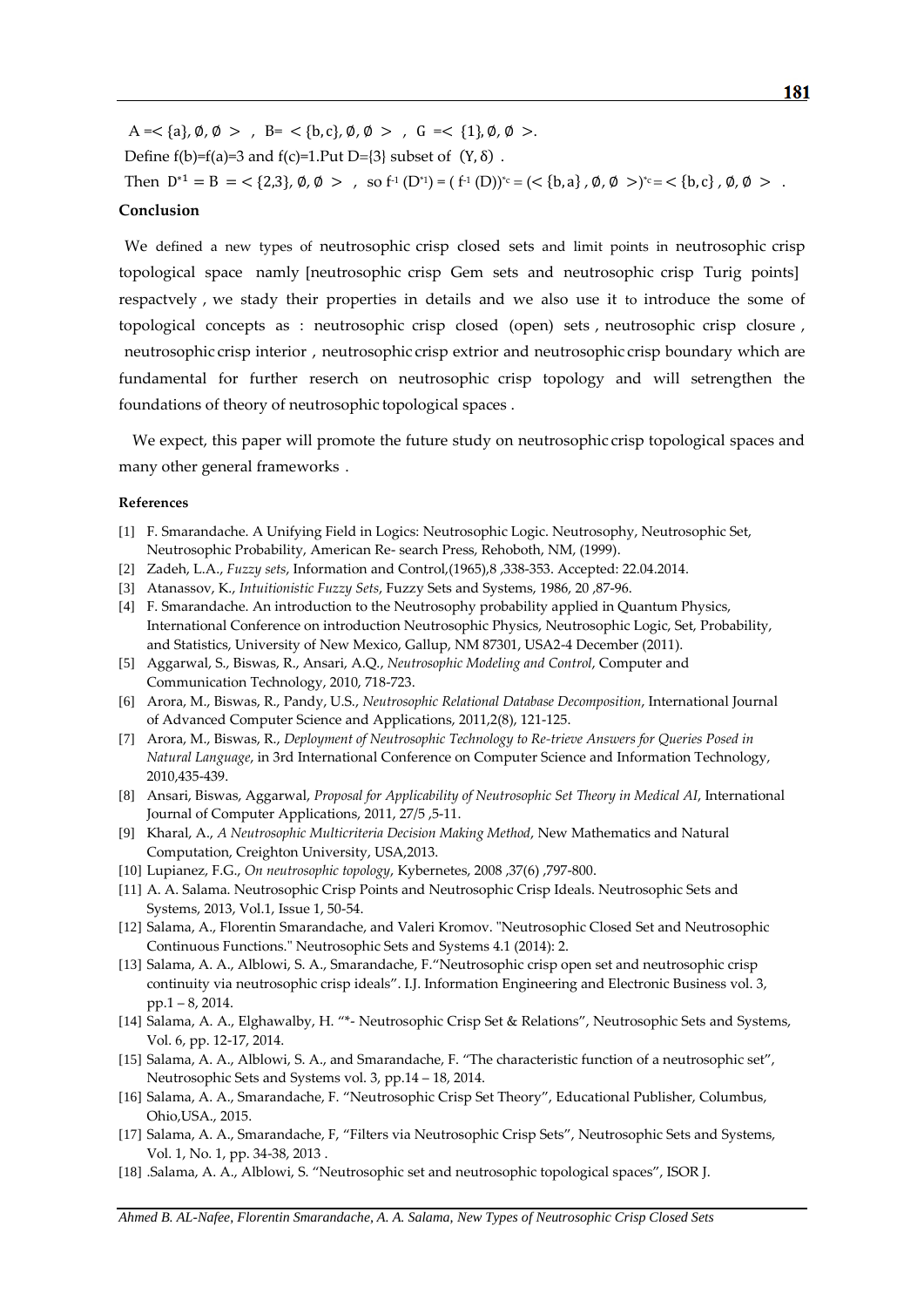$A = < \{a\}, \emptyset, \emptyset >$ , $B = < \{b,c\}, \emptyset, \emptyset >$ , $G = < \{1\}, \emptyset, \emptyset >$.

Define f(b)=f(a)=3 and f(c)=1.Put D={3} subset of $(Y, \delta)$ .

Then $D^{*1} = B = < \{2,3\}, \emptyset, \emptyset >$ , so $f^{-1}(D^{*1}) = (f^{-1}(D))^{*c} = (< \{b,a\}, \emptyset, \emptyset >)^{*c} = < \{b,c\}, \emptyset, \emptyset >$ .

## Conclusion

We defined a new types of neutrosophic crisp closed sets and limit points in neutrosophic crisp topological space namly [neutrosophic crisp Gem sets and neutrosophic crisp Turig points] respactvely , we stady their properties in details and we also use it to introduce the some of topological concepts as : neutrosophic crisp closed (open) sets , neutrosophic crisp closure , neutrosophic crisp interior , neutrosophic crisp extrior and neutrosophic crisp boundary which are fundamental for further reserch on neutrosophic crisp topology and will setrengthen the foundations of theory of neutrosophic topological spaces .

We expect, this paper will promote the future study on neutrosophic crisp topological spaces and many other general frameworks .

### References

[1] F. Smarandache. A Unifying Field in Logics: Neutrosophic Logic. Neutrosophy, Neutrosophic Set, Neutrosophic Probability, American Re- search Press, Rehoboth, NM, (1999).

[2] Zadeh, L.A., *Fuzzy sets*, Information and Control,(1965),8 ,338-353. Accepted: 22.04.2014.

[3] Atanassov, K., *Intuitionistic Fuzzy Sets*, Fuzzy Sets and Systems, 1986, 20 ,87-96.

[4] F. Smarandache. An introduction to the Neutrosophy probability applied in Quantum Physics, International Conference on introduction Neutrosophic Physics, Neutrosophic Logic, Set, Probability, and Statistics, University of New Mexico, Gallup, NM 87301, USA2-4 December (2011).

[5] Aggarwal, S., Biswas, R., Ansari, A.Q., *Neutrosophic Modeling and Control*, Computer and Communication Technology, 2010, 718-723.

[6] Arora, M., Biswas, R., Pandy, U.S., *Neutrosophic Relational Database Decomposition*, International Journal of Advanced Computer Science and Applications, 2011,2(8), 121-125.

[7] Arora, M., Biswas, R., *Deployment of Neutrosophic Technology to Re-trieve Answers for Queries Posed in Natural Language*, in 3rd International Conference on Computer Science and Information Technology, 2010,435-439.

[8] Ansari, Biswas, Aggarwal, *Proposal for Applicability of Neutrosophic Set Theory in Medical AI*, International Journal of Computer Applications, 2011, 27/5 ,5-11.

[9] Kharal, A., *A Neutrosophic Multicriteria Decision Making Method*, New Mathematics and Natural Computation, Creighton University, USA,2013.

[10] Lupianez, F.G., *On neutrosophic topology*, Kybernetes, 2008 ,37(6) ,797-800.

[11] A. A. Salama. Neutrosophic Crisp Points and Neutrosophic Crisp Ideals. Neutrosophic Sets and Systems, 2013, Vol.1, Issue 1, 50-54.

[12] Salama, A., Florentin Smarandache, and Valeri Kromov. "Neutrosophic Closed Set and Neutrosophic Continuous Functions." Neutrosophic Sets and Systems 4.1 (2014): 2.

[13] Salama, A. A., Alblowi, S. A., Smarandache, F."Neutrosophic crisp open set and neutrosophic crisp continuity via neutrosophic crisp ideals". I.J. Information Engineering and Electronic Business vol. 3, pp.1 – 8, 2014.

[14] Salama, A. A., Elghawalby, H. "*- Neutrosophic Crisp Set & Relations", Neutrosophic Sets and Systems, Vol. 6, pp. 12-17, 2014.

[15] Salama, A. A., Alblowi, S. A., and Smarandache, F. "The characteristic function of a neutrosophic set", Neutrosophic Sets and Systems vol. 3, pp.14 – 18, 2014.

[16] Salama, A. A., Smarandache, F. "Neutrosophic Crisp Set Theory", Educational Publisher, Columbus, Ohio,USA., 2015.

[17] Salama, A. A., Smarandache, F, "Filters via Neutrosophic Crisp Sets", Neutrosophic Sets and Systems, Vol. 1, No. 1, pp. 34-38, 2013 .

[18] .Salama, A. A., Alblowi, S. "Neutrosophic set and neutrosophic topological spaces", ISOR J.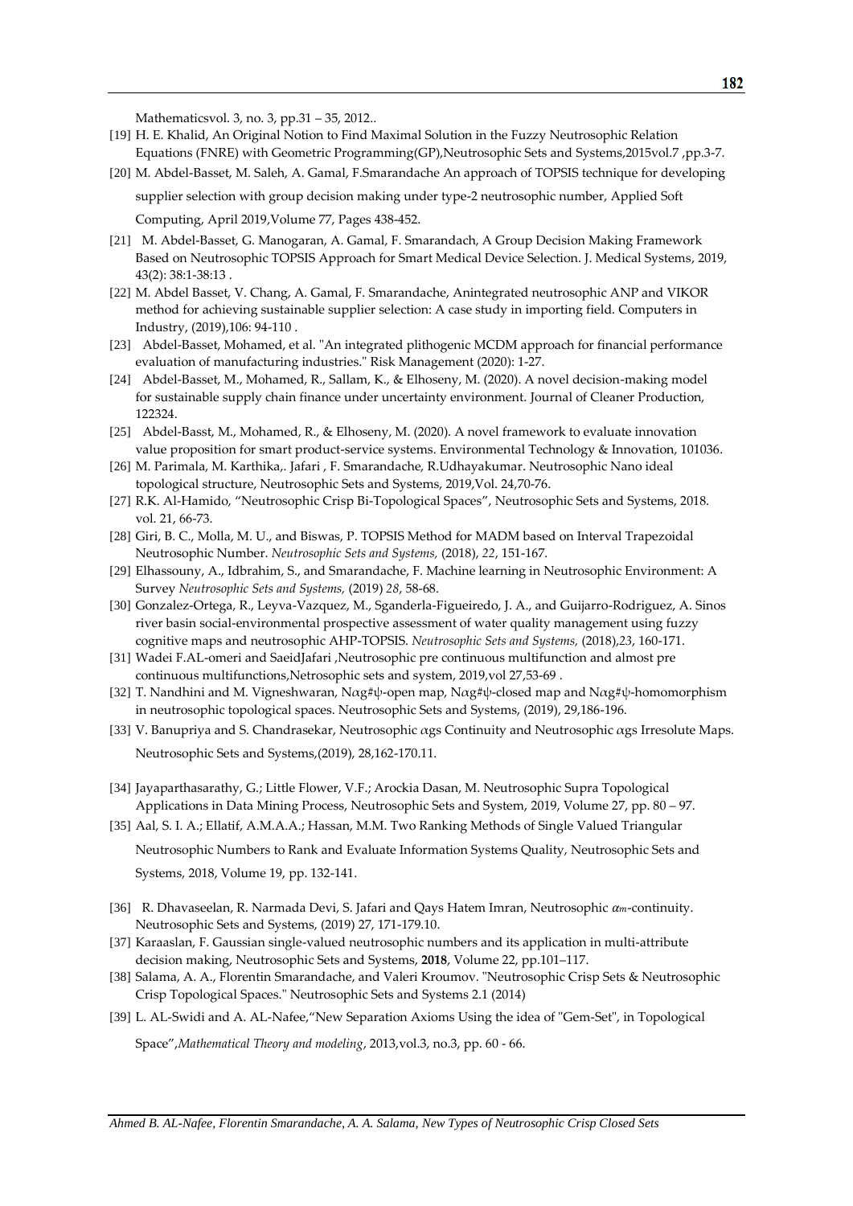Mathematicsvol. 3, no. 3, pp.31 – 35, 2012..

[19] H. E. Khalid, An Original Notion to Find Maximal Solution in the Fuzzy Neutrosophic Relation Equations (FNRE) with Geometric Programming(GP),Neutrosophic Sets and Systems,2015vol.7 ,pp.3-7.

[20] M. Abdel-Basset, M. Saleh, A. Gamal, F.Smarandache An approach of TOPSIS technique for developing supplier selection with group decision making under type-2 neutrosophic number, Applied Soft Computing, April 2019,Volume 77, Pages 438-452.

[21] M. Abdel-Basset, G. Manogaran, A. Gamal, F. Smarandach, A Group Decision Making Framework Based on Neutrosophic TOPSIS Approach for Smart Medical Device Selection. J. Medical Systems, 2019, 43(2): 38:1-38:13 .

[22] M. Abdel Basset, V. Chang, A. Gamal, F. Smarandache, Anintegrated neutrosophic ANP and VIKOR method for achieving sustainable supplier selection: A case study in importing field. Computers in Industry, (2019),106: 94-110 .

[23] Abdel-Basset, Mohamed, et al. "An integrated plithogenic MCDM approach for financial performance evaluation of manufacturing industries." Risk Management (2020): 1-27.

[24] Abdel-Basset, M., Mohamed, R., Sallam, K., & Elhoseny, M. (2020). A novel decision-making model for sustainable supply chain finance under uncertainty environment. Journal of Cleaner Production, 122324.

[25] Abdel-Basst, M., Mohamed, R., & Elhoseny, M. (2020). A novel framework to evaluate innovation value proposition for smart product-service systems. Environmental Technology & Innovation, 101036.

[26] M. Parimala, M. Karthika,. Jafari , F. Smarandache, R.Udhayakumar. Neutrosophic Nano ideal topological structure, Neutrosophic Sets and Systems, 2019,Vol. 24,70-76.

[27] R.K. Al-Hamido, "Neutrosophic Crisp Bi-Topological Spaces", Neutrosophic Sets and Systems, 2018. vol. 21, 66-73.

[28] Giri, B. C., Molla, M. U., and Biswas, P. TOPSIS Method for MADM based on Interval Trapezoidal Neutrosophic Number. *Neutrosophic Sets and Systems,* (2018), *22*, 151-167.

[29] Elhassouny, A., Idbrahim, S., and Smarandache, F. Machine learning in Neutrosophic Environment: A Survey *Neutrosophic Sets and Systems,* (2019) *28*, 58-68.

[30] Gonzalez-Ortega, R., Leyva-Vazquez, M., Sganderla-Figueiredo, J. A., and Guijarro-Rodriguez, A. Sinos river basin social-environmental prospective assessment of water quality management using fuzzy cognitive maps and neutrosophic AHP-TOPSIS. *Neutrosophic Sets and Systems,* (2018),*23*, 160-171.

[31] Wadei F.AL-omeri and SaeidJafari ,Neutrosophic pre continuous multifunction and almost pre continuous multifunctions,Netrosophic sets and system, 2019,vol 27,53-69 .

[32] T. Nandhini and M. Vigneshwaran, Nαg#ψ-open map, Nαg#ψ-closed map and Nαg#ψ-homomorphism in neutrosophic topological spaces. Neutrosophic Sets and Systems, (2019), 29,186-196.

[33] V. Banupriya and S. Chandrasekar, Neutrosophic αgs Continuity and Neutrosophic αgs Irresolute Maps. Neutrosophic Sets and Systems,(2019), 28,162-170.11.

[34] Jayaparthasarathy, G.; Little Flower, V.F.; Arockia Dasan, M. Neutrosophic Supra Topological Applications in Data Mining Process, Neutrosophic Sets and System, 2019, Volume 27, pp. 80 – 97.

[35] Aal, S. I. A.; Ellatif, A.M.A.A.; Hassan, M.M. Two Ranking Methods of Single Valued Triangular Neutrosophic Numbers to Rank and Evaluate Information Systems Quality, Neutrosophic Sets and Systems, 2018, Volume 19, pp. 132-141.

[36] R. Dhavaseelan, R. Narmada Devi, S. Jafari and Qays Hatem Imran, Neutrosophic $\alpha_m$-continuity. Neutrosophic Sets and Systems, (2019) 27, 171-179.10.

[37] Karaaslan, F. Gaussian single-valued neutrosophic numbers and its application in multi-attribute decision making, Neutrosophic Sets and Systems, **2018**, Volume 22, pp.101–117.

[38] Salama, A. A., Florentin Smarandache, and Valeri Kroumov. "Neutrosophic Crisp Sets & Neutrosophic Crisp Topological Spaces." Neutrosophic Sets and Systems 2.1 (2014)

[39] L. AL-Swidi and A. AL-Nafee,"New Separation Axioms Using the idea of "Gem-Set", in Topological Space",*Mathematical Theory and modeling*, 2013,vol.3, no.3, pp. 60 - 66.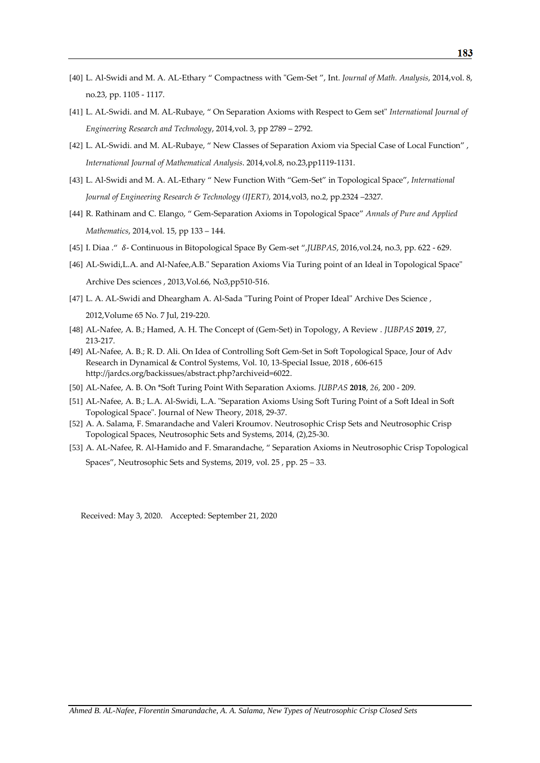[40] L. Al-Swidi and M. A. AL-Ethary " Compactness with "Gem-Set ", Int. *Journal of Math. Analysis*, 2014,vol. 8, no.23, pp. 1105 - 1117.

[41] L. AL-Swidi. and M. AL-Rubaye, " On Separation Axioms with Respect to Gem set" *International Journal of Engineering Research and Technology*, 2014,vol. 3, pp 2789 – 2792.

[42] L. AL-Swidi. and M. AL-Rubaye, " New Classes of Separation Axiom via Special Case of Local Function" , *International Journal of Mathematical Analysis*. 2014,vol.8, no.23,pp1119-1131.

[43] L. Al-Swidi and M. A. AL-Ethary " New Function With "Gem-Set" in Topological Space", *International Journal of Engineering Research & Technology (IJERT)*, 2014,vol3, no.2, pp.2324 –2327.

[44] R. Rathinam and C. Elango, " Gem-Separation Axioms in Topological Space" *Annals of Pure and Applied Mathematics*, 2014,vol. 15, pp 133 – 144.

[45] I. Diaa ." $\delta$- Continuous in Bitopological Space By Gem-set ",*JUBPAS*, 2016,vol.24, no.3, pp. 622 - 629.

[46] AL-Swidi,L.A. and Al-Nafee,A.B." Separation Axioms Via Turing point of an Ideal in Topological Space" Archive Des sciences , 2013,Vol.66, No3,pp510-516.

[47] L. A. AL-Swidi and Dheargham A. Al-Sada "Turing Point of Proper Ideal" Archive Des Science , 2012,Volume 65 No. 7 Jul, 219-220.

[48] AL-Nafee, A. B.; Hamed, A. H. The Concept of (Gem-Set) in Topology, A Review . *JUBPAS* **2019**, *27*, 213-217.

[49] AL-Nafee, A. B.; R. D. Ali. On Idea of Controlling Soft Gem-Set in Soft Topological Space, Jour of Adv Research in Dynamical & Control Systems, Vol. 10, 13-Special Issue, 2018 , 606-615 http://jardcs.org/backissues/abstract.php?archiveid=6022.

[50] AL-Nafee, A. B. On *Soft Turing Point With Separation Axioms. *JUBPAS* **2018**, *26*, 200 - 209.

[51] AL-Nafee, A. B.; L.A. Al-Swidi, L.A. "Separation Axioms Using Soft Turing Point of a Soft Ideal in Soft Topological Space". Journal of New Theory, 2018, 29-37.

[52] A. A. Salama, F. Smarandache and Valeri Kroumov. Neutrosophic Crisp Sets and Neutrosophic Crisp Topological Spaces, Neutrosophic Sets and Systems, 2014, (2),25-30.

[53] A. AL-Nafee, R. Al-Hamido and F. Smarandache, " Separation Axioms in Neutrosophic Crisp Topological Spaces", Neutrosophic Sets and Systems, 2019, vol. 25 , pp. 25 – 33.

Received: May 3, 2020. Accepted: September 21, 2020